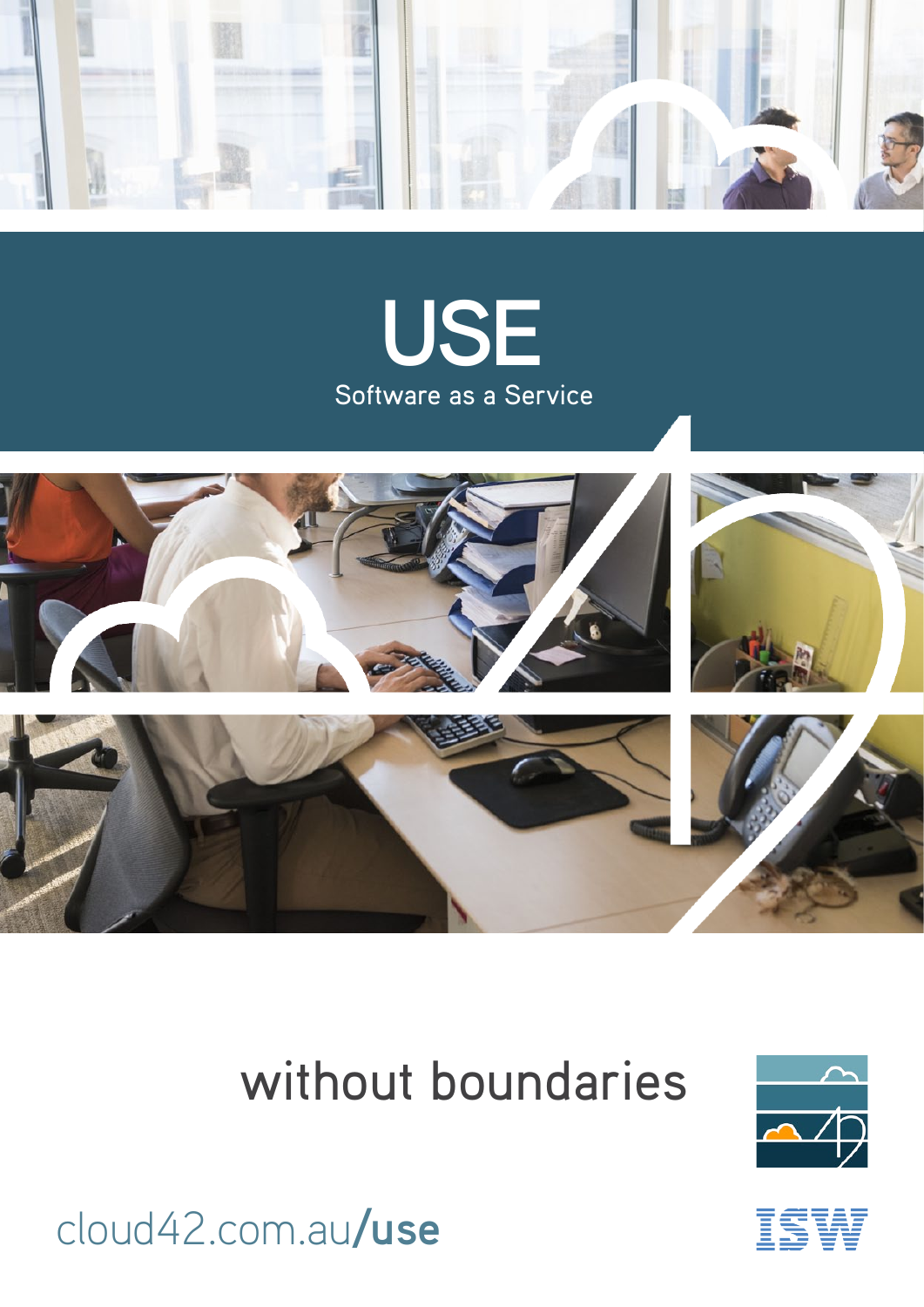# USE

Software as a Service

without boundaries

cloud42.com.au/**use**

ISW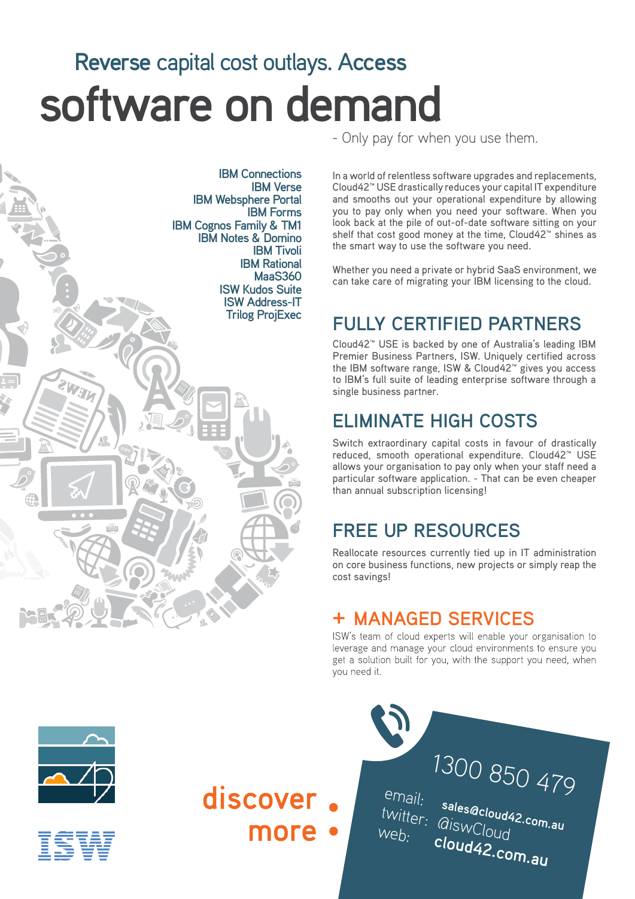# Reverse capital cost outlays. Access software on demand

- Only pay for when you use them.

IBM Connections
IBM Verse
IBM Websphere Portal
IBM Forms
IBM Cognos Family & TM1
IBM Notes & Domino
IBM Tivoli
IBM Rational
MaaS360
ISW Kudos Suite
ISW Address-IT
Trilog ProjExec

In a world of relentless software upgrades and replacements, Cloud42™ USE drastically reduces your capital IT expenditure and smooths out your operational expenditure by allowing you to pay only when you need your software. When you look back at the pile of out-of-date software sitting on your shelf that cost good money at the time, Cloud42™ shines as the smart way to use the software you need.

Whether you need a private or hybrid SaaS environment, we can take care of migrating your IBM licensing to the cloud.

## FULLY CERTIFIED PARTNERS

Cloud42™ USE is backed by one of Australia's leading IBM Premier Business Partners, ISW. Uniquely certified across the IBM software range, ISW & Cloud42™ gives you access to IBM's full suite of leading enterprise software through a single business partner.

## ELIMINATE HIGH COSTS

Switch extraordinary capital costs in favour of drastically reduced, smooth operational expenditure. Cloud42™ USE allows your organisation to pay only when your staff need a particular software application. - That can be even cheaper than annual subscription licensing!

## FREE UP RESOURCES

Reallocate resources currently tied up in IT administration on core business functions, new projects or simply reap the cost savings!

## + MANAGED SERVICES

ISW's team of cloud experts will enable your organisation to leverage and manage your cloud environments to ensure you get a solution built for you, with the support you need, when you need it.

discover more

1300 850 479

email: sales@cloud42.com.au
twitter: @iswCloud
web: cloud42.com.au